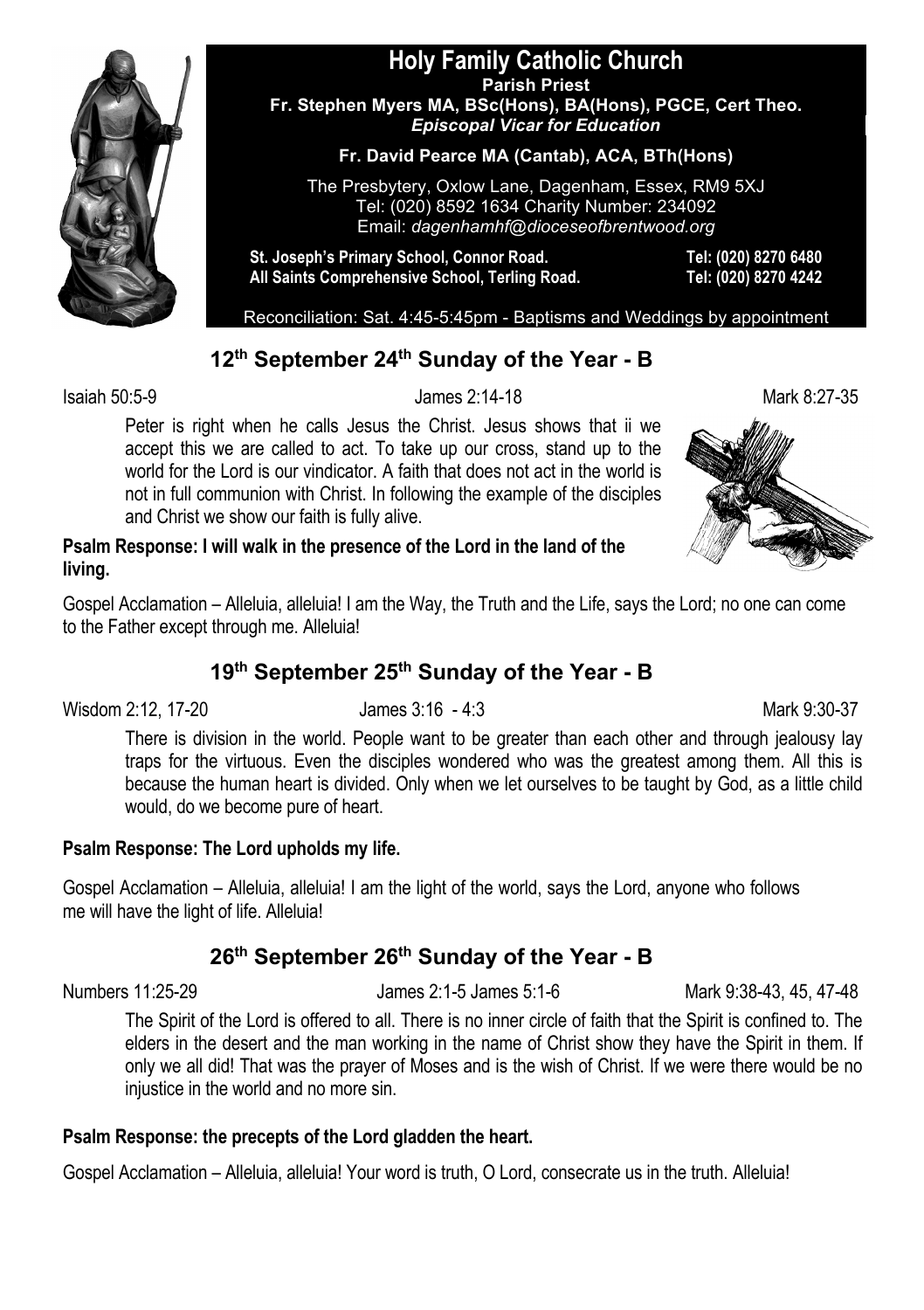# Holy Family Catholic Church

**Parish Priest**
**Fr. Stephen Myers MA, BSc(Hons), BA(Hons), PGCE, Cert Theo.**
***Episcopal Vicar for Education***

**Fr. David Pearce MA (Cantab), ACA, BTh(Hons)**

The Presbytery, Oxlow Lane, Dagenham, Essex, RM9 5XJ
Tel: (020) 8592 1634 Charity Number: 234092
Email: *dagenhamhf@dioceseofbrentwood.org*

**St. Joseph's Primary School, Connor Road.** **Tel: (020) 8270 6480**
**All Saints Comprehensive School, Terling Road.** **Tel: (020) 8270 4242**

Reconciliation: Sat. 4:45-5:45pm - Baptisms and Weddings by appointment

## 12th September 24th Sunday of the Year - B

Isaiah 50:5-9 James 2:14-18 Mark 8:27-35

Peter is right when he calls Jesus the Christ. Jesus shows that ii we accept this we are called to act. To take up our cross, stand up to the world for the Lord is our vindicator. A faith that does not act in the world is not in full communion with Christ. In following the example of the disciples and Christ we show our faith is fully alive.

**Psalm Response: I will walk in the presence of the Lord in the land of the living.**

Gospel Acclamation – Alleluia, alleluia! I am the Way, the Truth and the Life, says the Lord; no one can come to the Father except through me. Alleluia!

## 19th September 25th Sunday of the Year - B

Wisdom 2:12, 17-20 James 3:16 - 4:3 Mark 9:30-37

There is division in the world. People want to be greater than each other and through jealousy lay traps for the virtuous. Even the disciples wondered who was the greatest among them. All this is because the human heart is divided. Only when we let ourselves to be taught by God, as a little child would, do we become pure of heart.

**Psalm Response: The Lord upholds my life.**

Gospel Acclamation – Alleluia, alleluia! I am the light of the world, says the Lord, anyone who follows me will have the light of life. Alleluia!

## 26th September 26th Sunday of the Year - B

Numbers 11:25-29 James 2:1-5 James 5:1-6 Mark 9:38-43, 45, 47-48

The Spirit of the Lord is offered to all. There is no inner circle of faith that the Spirit is confined to. The elders in the desert and the man working in the name of Christ show they have the Spirit in them. If only we all did! That was the prayer of Moses and is the wish of Christ. If we were there would be no injustice in the world and no more sin.

**Psalm Response: the precepts of the Lord gladden the heart.**

Gospel Acclamation – Alleluia, alleluia! Your word is truth, O Lord, consecrate us in the truth. Alleluia!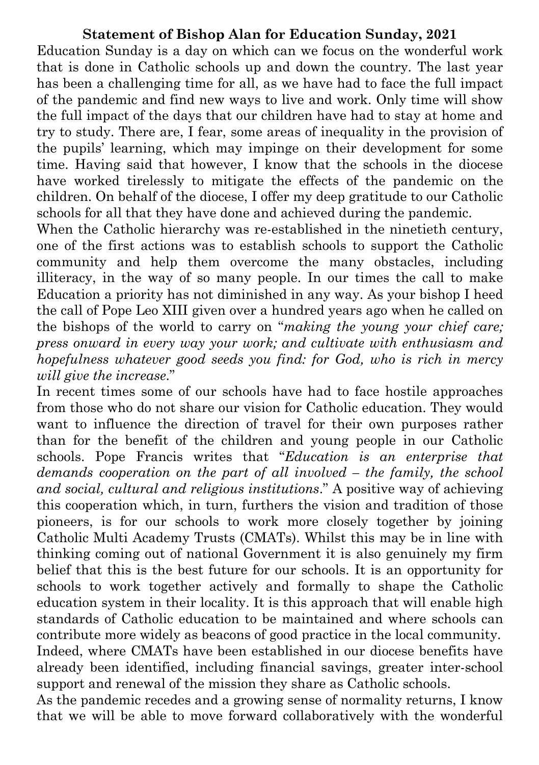**Statement of Bishop Alan for Education Sunday, 2021**

Education Sunday is a day on which can we focus on the wonderful work that is done in Catholic schools up and down the country. The last year has been a challenging time for all, as we have had to face the full impact of the pandemic and find new ways to live and work. Only time will show the full impact of the days that our children have had to stay at home and try to study. There are, I fear, some areas of inequality in the provision of the pupils' learning, which may impinge on their development for some time. Having said that however, I know that the schools in the diocese have worked tirelessly to mitigate the effects of the pandemic on the children. On behalf of the diocese, I offer my deep gratitude to our Catholic schools for all that they have done and achieved during the pandemic.

When the Catholic hierarchy was re-established in the ninetieth century, one of the first actions was to establish schools to support the Catholic community and help them overcome the many obstacles, including illiteracy, in the way of so many people. In our times the call to make Education a priority has not diminished in any way. As your bishop I heed the call of Pope Leo XIII given over a hundred years ago when he called on the bishops of the world to carry on "*making the young your chief care; press onward in every way your work; and cultivate with enthusiasm and hopefulness whatever good seeds you find: for God, who is rich in mercy will give the increase*."

In recent times some of our schools have had to face hostile approaches from those who do not share our vision for Catholic education. They would want to influence the direction of travel for their own purposes rather than for the benefit of the children and young people in our Catholic schools. Pope Francis writes that "*Education is an enterprise that demands cooperation on the part of all involved – the family, the school and social, cultural and religious institutions*." A positive way of achieving this cooperation which, in turn, furthers the vision and tradition of those pioneers, is for our schools to work more closely together by joining Catholic Multi Academy Trusts (CMATs). Whilst this may be in line with thinking coming out of national Government it is also genuinely my firm belief that this is the best future for our schools. It is an opportunity for schools to work together actively and formally to shape the Catholic education system in their locality. It is this approach that will enable high standards of Catholic education to be maintained and where schools can contribute more widely as beacons of good practice in the local community. Indeed, where CMATs have been established in our diocese benefits have already been identified, including financial savings, greater inter-school support and renewal of the mission they share as Catholic schools.

As the pandemic recedes and a growing sense of normality returns, I know that we will be able to move forward collaboratively with the wonderful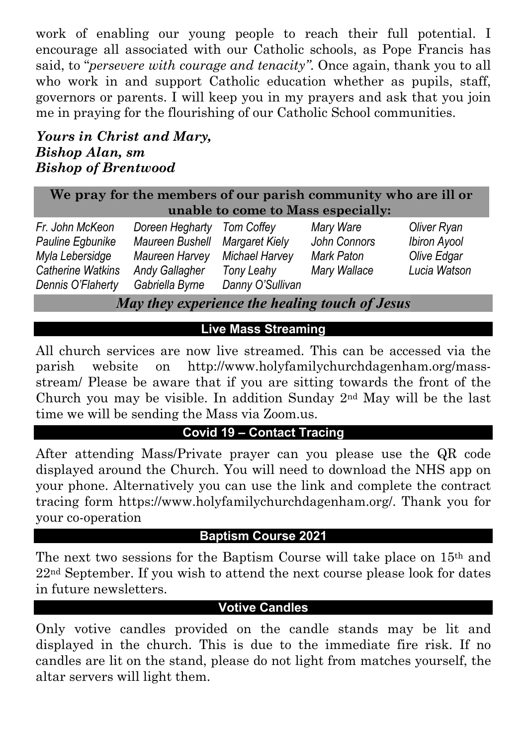work of enabling our young people to reach their full potential. I encourage all associated with our Catholic schools, as Pope Francis has said, to "*persevere with courage and tenacity"*. Once again, thank you to all who work in and support Catholic education whether as pupils, staff, governors or parents. I will keep you in my prayers and ask that you join me in praying for the flourishing of our Catholic School communities.

***Yours in Christ and Mary,***
***Bishop Alan, sm***
***Bishop of Brentwood***

**We pray for the members of our parish community who are ill or unable to come to Mass especially:**

| | | | | |
|---|---|---|---|---|
| *Fr. John McKeon* | *Doreen Hegharty* | *Tom Coffey* | *Mary Ware* | *Oliver Ryan* |
| *Pauline Egbunike* | *Maureen Bushell* | *Margaret Kiely* | *John Connors* | *Ibiron Ayool* |
| *Myla Lebersidge* | *Maureen Harvey* | *Michael Harvey* | *Mark Paton* | *Olive Edgar* |
| *Catherine Watkins* | *Andy Gallagher* | *Tony Leahy* | *Mary Wallace* | *Lucia Watson* |
| *Dennis O'Flaherty* | *Gabriella Byrne* | *Danny O'Sullivan* | | |

***May they experience the healing touch of Jesus***

## Live Mass Streaming

All church services are now live streamed. This can be accessed via the parish website on http://www.holyfamilychurchdagenham.org/mass-stream/ Please be aware that if you are sitting towards the front of the Church you may be visible. In addition Sunday 2nd May will be the last time we will be sending the Mass via Zoom.us.

## Covid 19 – Contact Tracing

After attending Mass/Private prayer can you please use the QR code displayed around the Church. You will need to download the NHS app on your phone. Alternatively you can use the link and complete the contract tracing form https://www.holyfamilychurchdagenham.org/. Thank you for your co-operation

## Baptism Course 2021

The next two sessions for the Baptism Course will take place on 15th and 22nd September. If you wish to attend the next course please look for dates in future newsletters.

## Votive Candles

Only votive candles provided on the candle stands may be lit and displayed in the church. This is due to the immediate fire risk. If no candles are lit on the stand, please do not light from matches yourself, the altar servers will light them.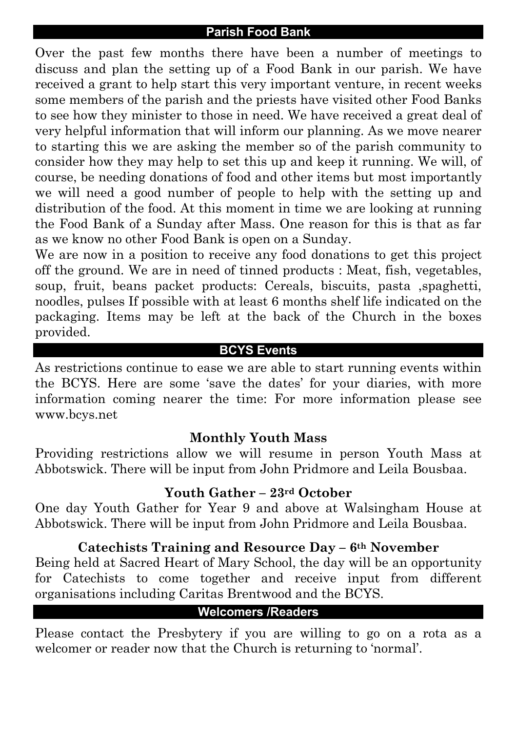## Parish Food Bank

Over the past few months there have been a number of meetings to discuss and plan the setting up of a Food Bank in our parish. We have received a grant to help start this very important venture, in recent weeks some members of the parish and the priests have visited other Food Banks to see how they minister to those in need. We have received a great deal of very helpful information that will inform our planning. As we move nearer to starting this we are asking the member so of the parish community to consider how they may help to set this up and keep it running. We will, of course, be needing donations of food and other items but most importantly we will need a good number of people to help with the setting up and distribution of the food. At this moment in time we are looking at running the Food Bank of a Sunday after Mass. One reason for this is that as far as we know no other Food Bank is open on a Sunday.

We are now in a position to receive any food donations to get this project off the ground. We are in need of tinned products : Meat, fish, vegetables, soup, fruit, beans packet products: Cereals, biscuits, pasta ,spaghetti, noodles, pulses If possible with at least 6 months shelf life indicated on the packaging. Items may be left at the back of the Church in the boxes provided.

## BCYS Events

As restrictions continue to ease we are able to start running events within the BCYS. Here are some 'save the dates' for your diaries, with more information coming nearer the time: For more information please see www.bcys.net

### Monthly Youth Mass

Providing restrictions allow we will resume in person Youth Mass at Abbotswick. There will be input from John Pridmore and Leila Bousbaa.

### Youth Gather – 23rd October

One day Youth Gather for Year 9 and above at Walsingham House at Abbotswick. There will be input from John Pridmore and Leila Bousbaa.

### Catechists Training and Resource Day – 6th November

Being held at Sacred Heart of Mary School, the day will be an opportunity for Catechists to come together and receive input from different organisations including Caritas Brentwood and the BCYS.

## Welcomers /Readers

Please contact the Presbytery if you are willing to go on a rota as a welcomer or reader now that the Church is returning to 'normal'.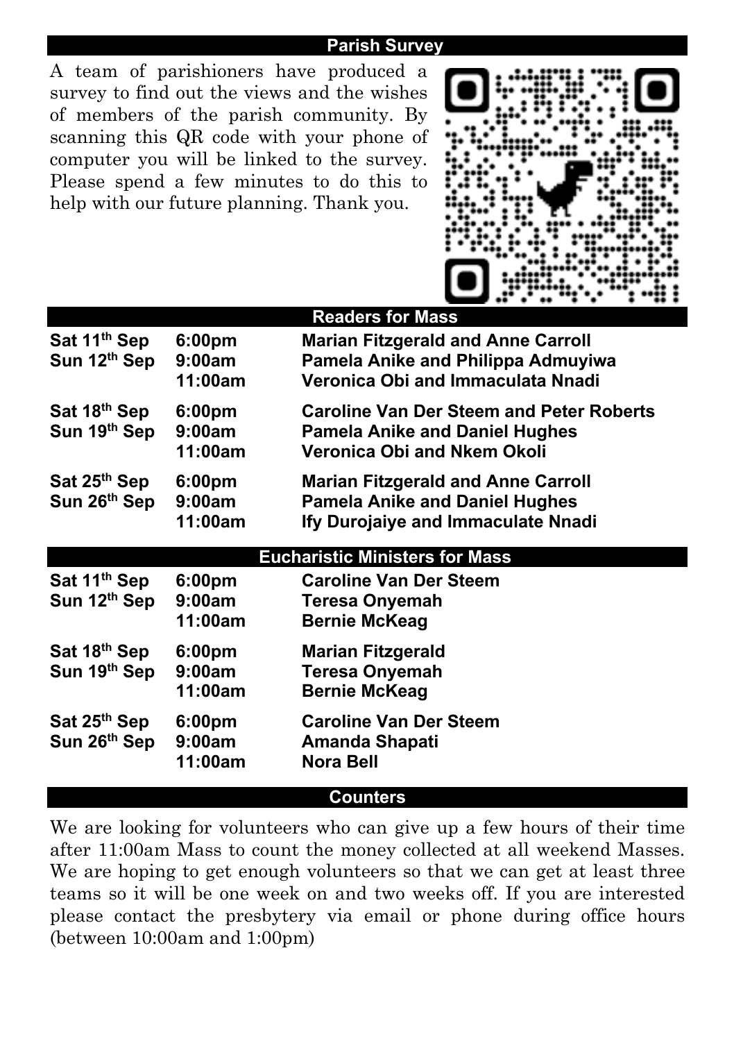## Parish Survey

A team of parishioners have produced a survey to find out the views and the wishes of members of the parish community. By scanning this QR code with your phone of computer you will be linked to the survey. Please spend a few minutes to do this to help with our future planning. Thank you.

## Readers for Mass

| | | |
|---|---|---|
| **Sat 11th Sep** | **6:00pm** | **Marian Fitzgerald and Anne Carroll** |
| **Sun 12th Sep** | **9:00am** | **Pamela Anike and Philippa Admuyiwa** |
| | **11:00am** | **Veronica Obi and Immaculata Nnadi** |
| **Sat 18th Sep** | **6:00pm** | **Caroline Van Der Steem and Peter Roberts** |
| **Sun 19th Sep** | **9:00am** | **Pamela Anike and Daniel Hughes** |
| | **11:00am** | **Veronica Obi and Nkem Okoli** |
| **Sat 25th Sep** | **6:00pm** | **Marian Fitzgerald and Anne Carroll** |
| **Sun 26th Sep** | **9:00am** | **Pamela Anike and Daniel Hughes** |
| | **11:00am** | **Ify Durojaiye and Immaculate Nnadi** |

## Eucharistic Ministers for Mass

| | | |
|---|---|---|
| **Sat 11th Sep** | **6:00pm** | **Caroline Van Der Steem** |
| **Sun 12th Sep** | **9:00am** | **Teresa Onyemah** |
| | **11:00am** | **Bernie McKeag** |
| **Sat 18th Sep** | **6:00pm** | **Marian Fitzgerald** |
| **Sun 19th Sep** | **9:00am** | **Teresa Onyemah** |
| | **11:00am** | **Bernie McKeag** |
| **Sat 25th Sep** | **6:00pm** | **Caroline Van Der Steem** |
| **Sun 26th Sep** | **9:00am** | **Amanda Shapati** |
| | **11:00am** | **Nora Bell** |

## Counters

We are looking for volunteers who can give up a few hours of their time after 11:00am Mass to count the money collected at all weekend Masses. We are hoping to get enough volunteers so that we can get at least three teams so it will be one week on and two weeks off. If you are interested please contact the presbytery via email or phone during office hours (between 10:00am and 1:00pm)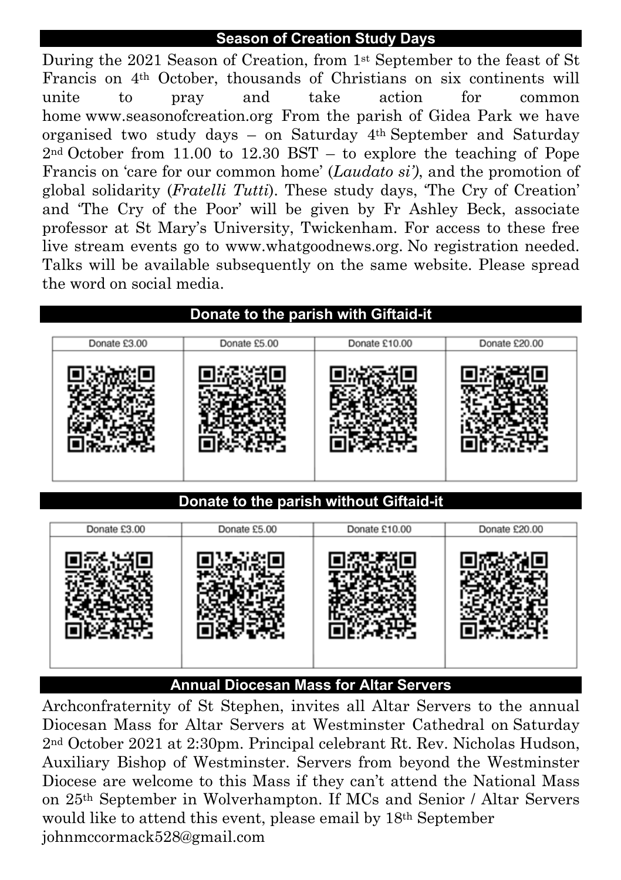## Season of Creation Study Days

During the 2021 Season of Creation, from 1st September to the feast of St Francis on 4th October, thousands of Christians on six continents will unite to pray and take action for common home www.seasonofcreation.org From the parish of Gidea Park we have organised two study days – on Saturday 4th September and Saturday 2nd October from 11.00 to 12.30 BST – to explore the teaching of Pope Francis on 'care for our common home' (*Laudato si'*), and the promotion of global solidarity (*Fratelli Tutti*). These study days, 'The Cry of Creation' and 'The Cry of the Poor' will be given by Fr Ashley Beck, associate professor at St Mary's University, Twickenham. For access to these free live stream events go to www.whatgoodnews.org. No registration needed. Talks will be available subsequently on the same website. Please spread the word on social media.

## Donate to the parish with Giftaid-it

| Donate £3.00 | Donate £5.00 | Donate £10.00 | Donate £20.00 |
|---|---|---|---|
| | | | |

## Donate to the parish without Giftaid-it

| Donate £3.00 | Donate £5.00 | Donate £10.00 | Donate £20.00 |
|---|---|---|---|
| | | | |

## Annual Diocesan Mass for Altar Servers

Archconfraternity of St Stephen, invites all Altar Servers to the annual Diocesan Mass for Altar Servers at Westminster Cathedral on Saturday 2nd October 2021 at 2:30pm. Principal celebrant Rt. Rev. Nicholas Hudson, Auxiliary Bishop of Westminster. Servers from beyond the Westminster Diocese are welcome to this Mass if they can't attend the National Mass on 25th September in Wolverhampton. If MCs and Senior / Altar Servers would like to attend this event, please email by 18th September johnmccormack528@gmail.com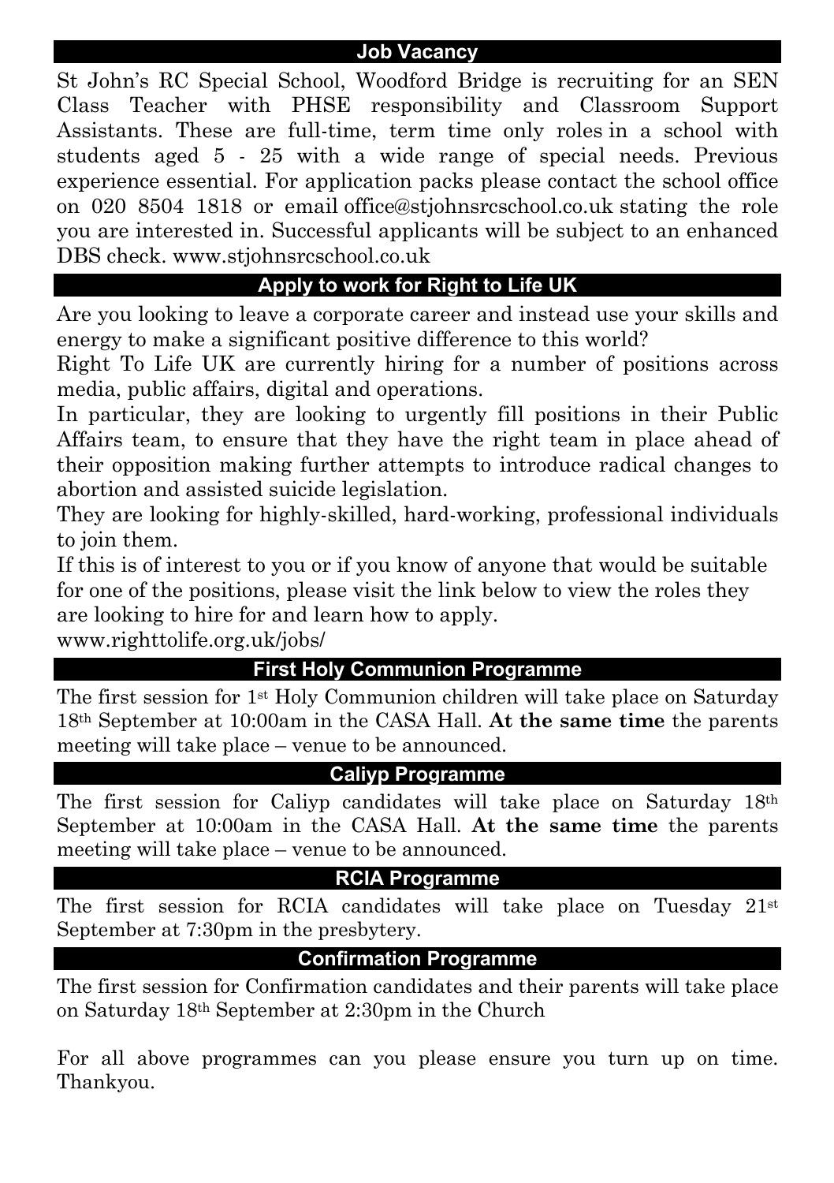## Job Vacancy

St John's RC Special School, Woodford Bridge is recruiting for an SEN Class Teacher with PHSE responsibility and Classroom Support Assistants. These are full-time, term time only roles in a school with students aged 5 - 25 with a wide range of special needs. Previous experience essential. For application packs please contact the school office on 020 8504 1818 or email office@stjohnsrcschool.co.uk stating the role you are interested in. Successful applicants will be subject to an enhanced DBS check. www.stjohnsrcschool.co.uk

## Apply to work for Right to Life UK

Are you looking to leave a corporate career and instead use your skills and energy to make a significant positive difference to this world?

Right To Life UK are currently hiring for a number of positions across media, public affairs, digital and operations.

In particular, they are looking to urgently fill positions in their Public Affairs team, to ensure that they have the right team in place ahead of their opposition making further attempts to introduce radical changes to abortion and assisted suicide legislation.

They are looking for highly-skilled, hard-working, professional individuals to join them.

If this is of interest to you or if you know of anyone that would be suitable for one of the positions, please visit the link below to view the roles they are looking to hire for and learn how to apply.

www.righttolife.org.uk/jobs/

## First Holy Communion Programme

The first session for 1st Holy Communion children will take place on Saturday 18th September at 10:00am in the CASA Hall. **At the same time** the parents meeting will take place – venue to be announced.

## Caliyp Programme

The first session for Caliyp candidates will take place on Saturday 18th September at 10:00am in the CASA Hall. **At the same time** the parents meeting will take place – venue to be announced.

## RCIA Programme

The first session for RCIA candidates will take place on Tuesday 21st September at 7:30pm in the presbytery.

## Confirmation Programme

The first session for Confirmation candidates and their parents will take place on Saturday 18th September at 2:30pm in the Church

For all above programmes can you please ensure you turn up on time. Thankyou.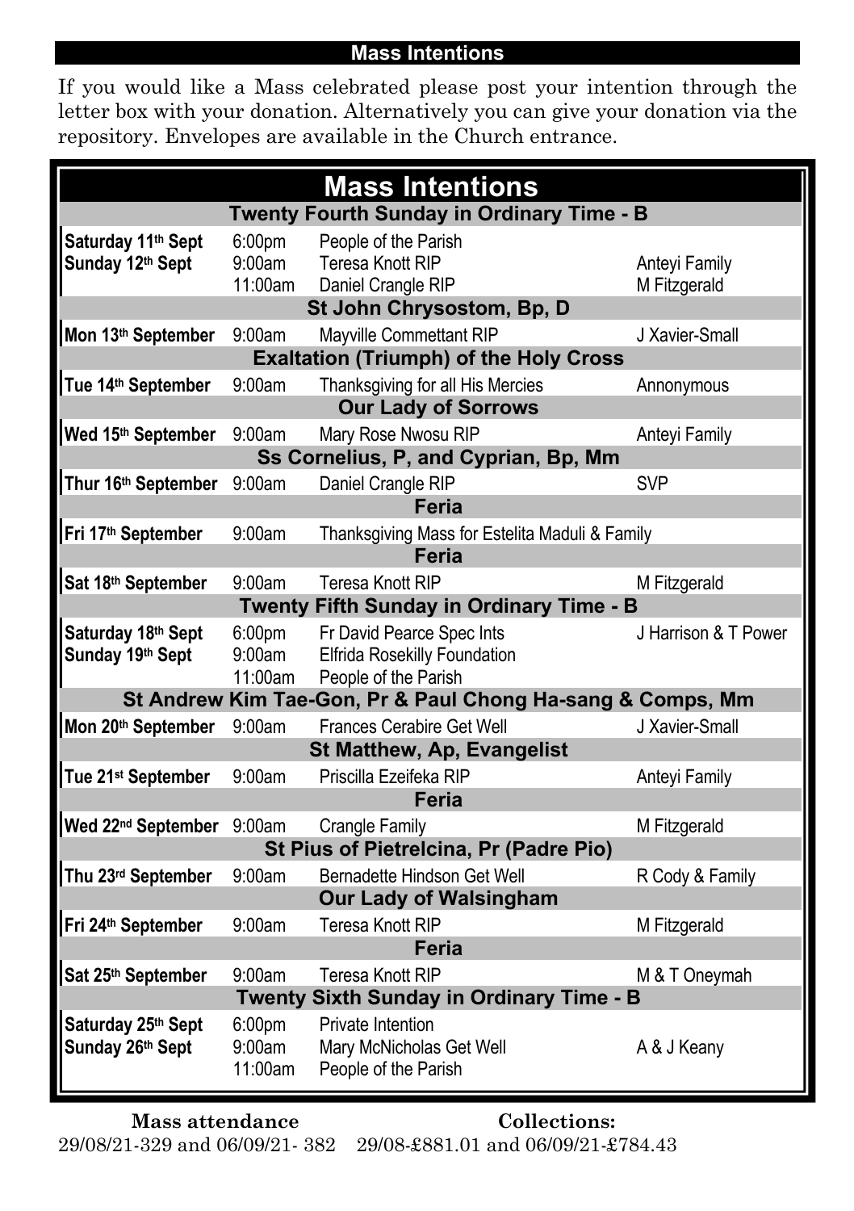## Mass Intentions

If you would like a Mass celebrated please post your intention through the letter box with your donation. Alternatively you can give your donation via the repository. Envelopes are available in the Church entrance.

## Mass Intentions

| | | | |
|---|---|---|---|
| **Twenty Fourth Sunday in Ordinary Time - B** | | | |
| **Saturday 11th Sept** | 6:00pm | People of the Parish | |
| **Sunday 12th Sept** | 9:00am | Teresa Knott RIP | Anteyi Family |
| | 11:00am | Daniel Crangle RIP | M Fitzgerald |
| **St John Chrysostom, Bp, D** | | | |
| **Mon 13th September** | 9:00am | Mayville Commettant RIP | J Xavier-Small |
| **Exaltation (Triumph) of the Holy Cross** | | | |
| **Tue 14th September** | 9:00am | Thanksgiving for all His Mercies | Annonymous |
| **Our Lady of Sorrows** | | | |
| **Wed 15th September** | 9:00am | Mary Rose Nwosu RIP | Anteyi Family |
| **Ss Cornelius, P, and Cyprian, Bp, Mm** | | | |
| **Thur 16th September** | 9:00am | Daniel Crangle RIP | SVP |
| **Feria** | | | |
| **Fri 17th September** | 9:00am | Thanksgiving Mass for Estelita Maduli & Family | |
| **Feria** | | | |
| **Sat 18th September** | 9:00am | Teresa Knott RIP | M Fitzgerald |
| **Twenty Fifth Sunday in Ordinary Time - B** | | | |
| **Saturday 18th Sept** | 6:00pm | Fr David Pearce Spec Ints | J Harrison & T Power |
| **Sunday 19th Sept** | 9:00am | Elfrida Rosekilly Foundation | |
| | 11:00am | People of the Parish | |
| **St Andrew Kim Tae-Gon, Pr & Paul Chong Ha-sang & Comps, Mm** | | | |
| **Mon 20th September** | 9:00am | Frances Cerabire Get Well | J Xavier-Small |
| **St Matthew, Ap, Evangelist** | | | |
| **Tue 21st September** | 9:00am | Priscilla Ezeifeka RIP | Anteyi Family |
| **Feria** | | | |
| **Wed 22nd September** | 9:00am | Crangle Family | M Fitzgerald |
| **St Pius of Pietrelcina, Pr (Padre Pio)** | | | |
| **Thu 23rd September** | 9:00am | Bernadette Hindson Get Well | R Cody & Family |
| **Our Lady of Walsingham** | | | |
| **Fri 24th September** | 9:00am | Teresa Knott RIP | M Fitzgerald |
| **Feria** | | | |
| **Sat 25th September** | 9:00am | Teresa Knott RIP | M & T Oneymah |
| **Twenty Sixth Sunday in Ordinary Time - B** | | | |
| **Saturday 25th Sept** | 6:00pm | Private Intention | |
| **Sunday 26th Sept** | 9:00am | Mary McNicholas Get Well | A & J Keany |
| | 11:00am | People of the Parish | |

**Mass attendance**
29/08/21-329 and 06/09/21- 382

**Collections:**
29/08-£881.01 and 06/09/21-£784.43